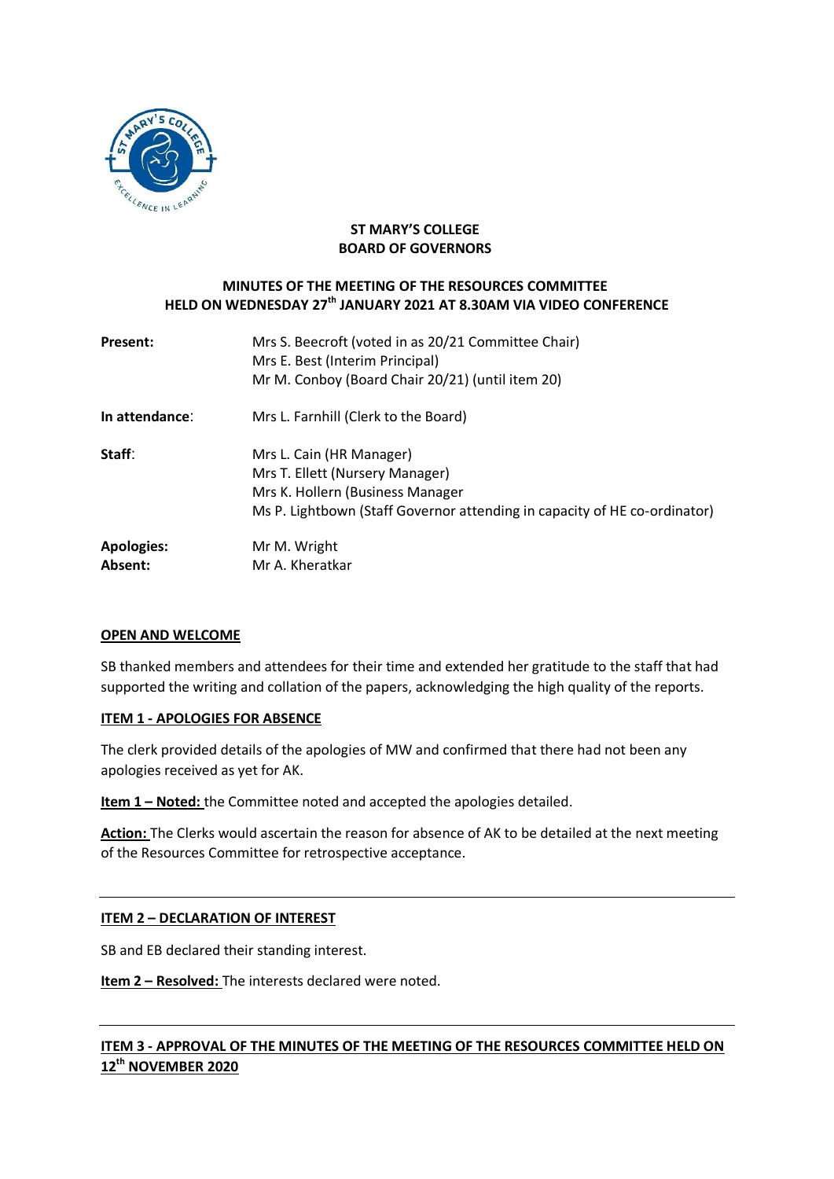**ST MARY'S COLLEGE**
**BOARD OF GOVERNORS**

**MINUTES OF THE MEETING OF THE RESOURCES COMMITTEE HELD ON WEDNESDAY 27th JANUARY 2021 AT 8.30AM VIA VIDEO CONFERENCE**

| | |
|---|---|
| **Present:** | Mrs S. Beecroft (voted in as 20/21 Committee Chair)<br>Mrs E. Best (Interim Principal)<br>Mr M. Conboy (Board Chair 20/21) (until item 20) |
| **In attendance**: | Mrs L. Farnhill (Clerk to the Board) |
| **Staff**: | Mrs L. Cain (HR Manager)<br>Mrs T. Ellett (Nursery Manager)<br>Mrs K. Hollern (Business Manager<br>Ms P. Lightbown (Staff Governor attending in capacity of HE co-ordinator) |
| **Apologies:** | Mr M. Wright |
| **Absent:** | Mr A. Kheratkar |

**OPEN AND WELCOME**

SB thanked members and attendees for their time and extended her gratitude to the staff that had supported the writing and collation of the papers, acknowledging the high quality of the reports.

**ITEM 1 - APOLOGIES FOR ABSENCE**

The clerk provided details of the apologies of MW and confirmed that there had not been any apologies received as yet for AK.

**Item 1 – Noted:** the Committee noted and accepted the apologies detailed.

**Action:** The Clerks would ascertain the reason for absence of AK to be detailed at the next meeting of the Resources Committee for retrospective acceptance.

---

**ITEM 2 – DECLARATION OF INTEREST**

SB and EB declared their standing interest.

**Item 2 – Resolved:** The interests declared were noted.

---

**ITEM 3 - APPROVAL OF THE MINUTES OF THE MEETING OF THE RESOURCES COMMITTEE HELD ON 12th NOVEMBER 2020**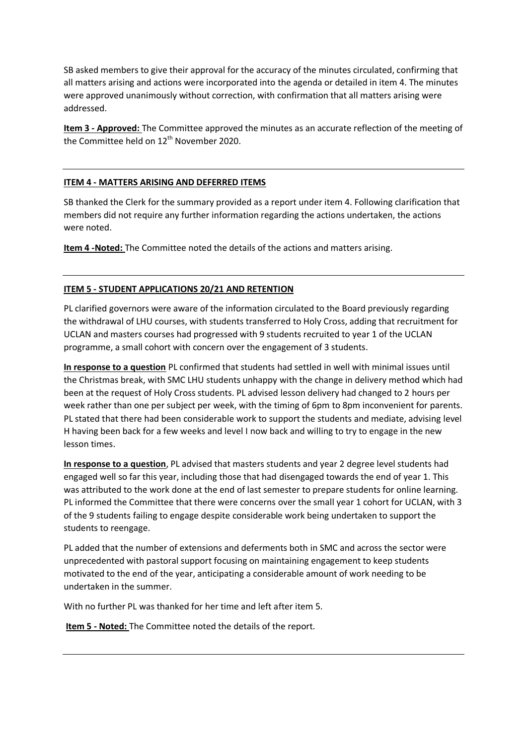SB asked members to give their approval for the accuracy of the minutes circulated, confirming that all matters arising and actions were incorporated into the agenda or detailed in item 4. The minutes were approved unanimously without correction, with confirmation that all matters arising were addressed.

**Item 3 - Approved:** The Committee approved the minutes as an accurate reflection of the meeting of the Committee held on 12th November 2020.

---

**ITEM 4 - MATTERS ARISING AND DEFERRED ITEMS**

SB thanked the Clerk for the summary provided as a report under item 4. Following clarification that members did not require any further information regarding the actions undertaken, the actions were noted.

**Item 4 -Noted:** The Committee noted the details of the actions and matters arising.

---

**ITEM 5 - STUDENT APPLICATIONS 20/21 AND RETENTION**

PL clarified governors were aware of the information circulated to the Board previously regarding the withdrawal of LHU courses, with students transferred to Holy Cross, adding that recruitment for UCLAN and masters courses had progressed with 9 students recruited to year 1 of the UCLAN programme, a small cohort with concern over the engagement of 3 students.

**In response to a question** PL confirmed that students had settled in well with minimal issues until the Christmas break, with SMC LHU students unhappy with the change in delivery method which had been at the request of Holy Cross students. PL advised lesson delivery had changed to 2 hours per week rather than one per subject per week, with the timing of 6pm to 8pm inconvenient for parents. PL stated that there had been considerable work to support the students and mediate, advising level H having been back for a few weeks and level I now back and willing to try to engage in the new lesson times.

**In response to a question**, PL advised that masters students and year 2 degree level students had engaged well so far this year, including those that had disengaged towards the end of year 1. This was attributed to the work done at the end of last semester to prepare students for online learning. PL informed the Committee that there were concerns over the small year 1 cohort for UCLAN, with 3 of the 9 students failing to engage despite considerable work being undertaken to support the students to reengage.

PL added that the number of extensions and deferments both in SMC and across the sector were unprecedented with pastoral support focusing on maintaining engagement to keep students motivated to the end of the year, anticipating a considerable amount of work needing to be undertaken in the summer.

With no further PL was thanked for her time and left after item 5.

**Item 5 - Noted:** The Committee noted the details of the report.

---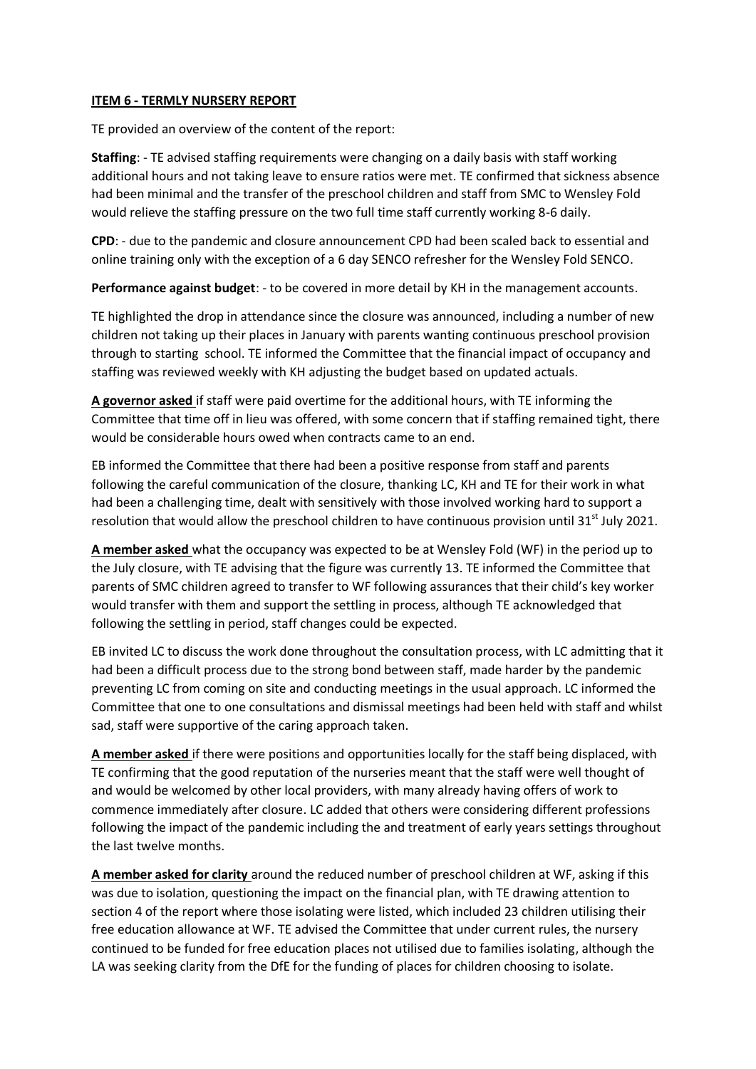## ITEM 6 - TERMLY NURSERY REPORT

TE provided an overview of the content of the report:

**Staffing**: - TE advised staffing requirements were changing on a daily basis with staff working additional hours and not taking leave to ensure ratios were met. TE confirmed that sickness absence had been minimal and the transfer of the preschool children and staff from SMC to Wensley Fold would relieve the staffing pressure on the two full time staff currently working 8-6 daily.

**CPD**: - due to the pandemic and closure announcement CPD had been scaled back to essential and online training only with the exception of a 6 day SENCO refresher for the Wensley Fold SENCO.

**Performance against budget**: - to be covered in more detail by KH in the management accounts.

TE highlighted the drop in attendance since the closure was announced, including a number of new children not taking up their places in January with parents wanting continuous preschool provision through to starting school. TE informed the Committee that the financial impact of occupancy and staffing was reviewed weekly with KH adjusting the budget based on updated actuals.

**A governor asked** if staff were paid overtime for the additional hours, with TE informing the Committee that time off in lieu was offered, with some concern that if staffing remained tight, there would be considerable hours owed when contracts came to an end.

EB informed the Committee that there had been a positive response from staff and parents following the careful communication of the closure, thanking LC, KH and TE for their work in what had been a challenging time, dealt with sensitively with those involved working hard to support a resolution that would allow the preschool children to have continuous provision until 31st July 2021.

**A member asked** what the occupancy was expected to be at Wensley Fold (WF) in the period up to the July closure, with TE advising that the figure was currently 13. TE informed the Committee that parents of SMC children agreed to transfer to WF following assurances that their child's key worker would transfer with them and support the settling in process, although TE acknowledged that following the settling in period, staff changes could be expected.

EB invited LC to discuss the work done throughout the consultation process, with LC admitting that it had been a difficult process due to the strong bond between staff, made harder by the pandemic preventing LC from coming on site and conducting meetings in the usual approach. LC informed the Committee that one to one consultations and dismissal meetings had been held with staff and whilst sad, staff were supportive of the caring approach taken.

**A member asked** if there were positions and opportunities locally for the staff being displaced, with TE confirming that the good reputation of the nurseries meant that the staff were well thought of and would be welcomed by other local providers, with many already having offers of work to commence immediately after closure. LC added that others were considering different professions following the impact of the pandemic including the and treatment of early years settings throughout the last twelve months.

**A member asked for clarity** around the reduced number of preschool children at WF, asking if this was due to isolation, questioning the impact on the financial plan, with TE drawing attention to section 4 of the report where those isolating were listed, which included 23 children utilising their free education allowance at WF. TE advised the Committee that under current rules, the nursery continued to be funded for free education places not utilised due to families isolating, although the LA was seeking clarity from the DfE for the funding of places for children choosing to isolate.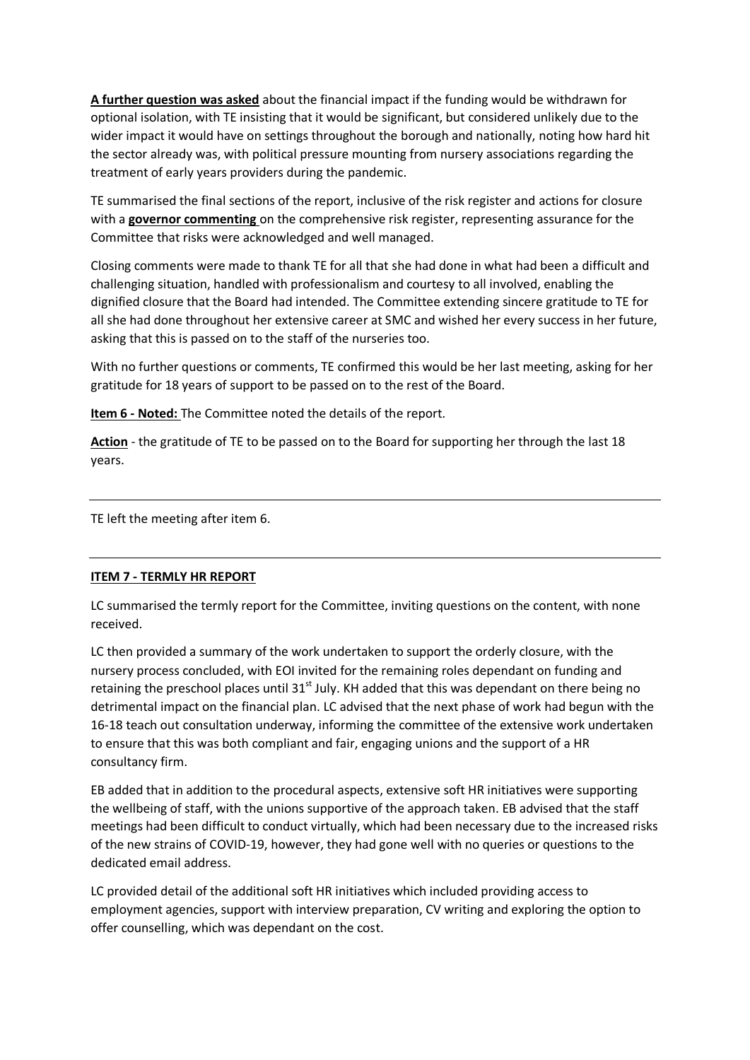**A further question was asked** about the financial impact if the funding would be withdrawn for optional isolation, with TE insisting that it would be significant, but considered unlikely due to the wider impact it would have on settings throughout the borough and nationally, noting how hard hit the sector already was, with political pressure mounting from nursery associations regarding the treatment of early years providers during the pandemic.

TE summarised the final sections of the report, inclusive of the risk register and actions for closure with a **governor commenting** on the comprehensive risk register, representing assurance for the Committee that risks were acknowledged and well managed.

Closing comments were made to thank TE for all that she had done in what had been a difficult and challenging situation, handled with professionalism and courtesy to all involved, enabling the dignified closure that the Board had intended. The Committee extending sincere gratitude to TE for all she had done throughout her extensive career at SMC and wished her every success in her future, asking that this is passed on to the staff of the nurseries too.

With no further questions or comments, TE confirmed this would be her last meeting, asking for her gratitude for 18 years of support to be passed on to the rest of the Board.

**Item 6 - Noted:** The Committee noted the details of the report.

**Action** - the gratitude of TE to be passed on to the Board for supporting her through the last 18 years.

---

TE left the meeting after item 6.

---

**ITEM 7 - TERMLY HR REPORT**

LC summarised the termly report for the Committee, inviting questions on the content, with none received.

LC then provided a summary of the work undertaken to support the orderly closure, with the nursery process concluded, with EOI invited for the remaining roles dependant on funding and retaining the preschool places until 31st July. KH added that this was dependant on there being no detrimental impact on the financial plan. LC advised that the next phase of work had begun with the 16-18 teach out consultation underway, informing the committee of the extensive work undertaken to ensure that this was both compliant and fair, engaging unions and the support of a HR consultancy firm.

EB added that in addition to the procedural aspects, extensive soft HR initiatives were supporting the wellbeing of staff, with the unions supportive of the approach taken. EB advised that the staff meetings had been difficult to conduct virtually, which had been necessary due to the increased risks of the new strains of COVID-19, however, they had gone well with no queries or questions to the dedicated email address.

LC provided detail of the additional soft HR initiatives which included providing access to employment agencies, support with interview preparation, CV writing and exploring the option to offer counselling, which was dependant on the cost.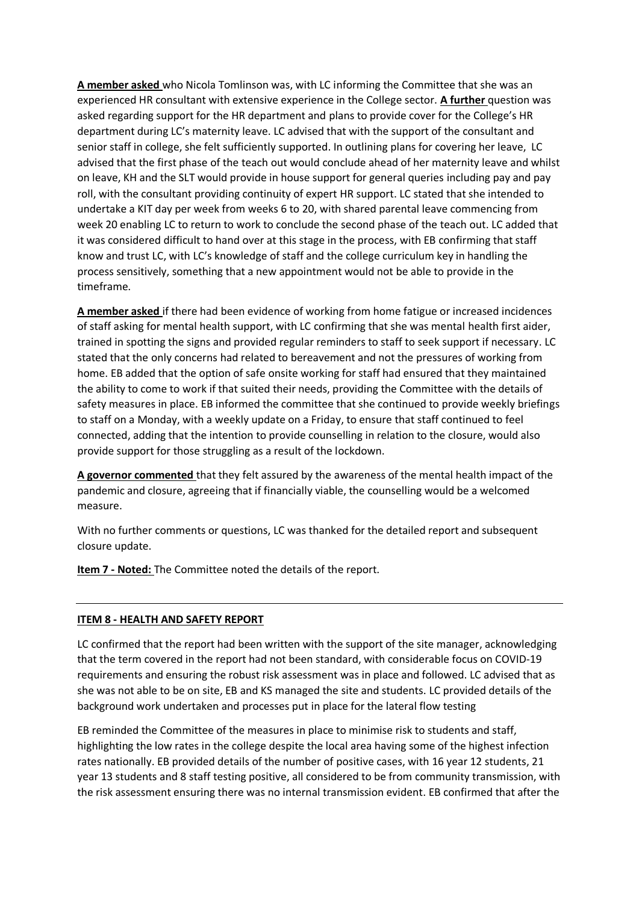**A member asked** who Nicola Tomlinson was, with LC informing the Committee that she was an experienced HR consultant with extensive experience in the College sector. **A further** question was asked regarding support for the HR department and plans to provide cover for the College's HR department during LC's maternity leave. LC advised that with the support of the consultant and senior staff in college, she felt sufficiently supported. In outlining plans for covering her leave, LC advised that the first phase of the teach out would conclude ahead of her maternity leave and whilst on leave, KH and the SLT would provide in house support for general queries including pay and pay roll, with the consultant providing continuity of expert HR support. LC stated that she intended to undertake a KIT day per week from weeks 6 to 20, with shared parental leave commencing from week 20 enabling LC to return to work to conclude the second phase of the teach out. LC added that it was considered difficult to hand over at this stage in the process, with EB confirming that staff know and trust LC, with LC's knowledge of staff and the college curriculum key in handling the process sensitively, something that a new appointment would not be able to provide in the timeframe.

**A member asked** if there had been evidence of working from home fatigue or increased incidences of staff asking for mental health support, with LC confirming that she was mental health first aider, trained in spotting the signs and provided regular reminders to staff to seek support if necessary. LC stated that the only concerns had related to bereavement and not the pressures of working from home. EB added that the option of safe onsite working for staff had ensured that they maintained the ability to come to work if that suited their needs, providing the Committee with the details of safety measures in place. EB informed the committee that she continued to provide weekly briefings to staff on a Monday, with a weekly update on a Friday, to ensure that staff continued to feel connected, adding that the intention to provide counselling in relation to the closure, would also provide support for those struggling as a result of the lockdown.

**A governor commented** that they felt assured by the awareness of the mental health impact of the pandemic and closure, agreeing that if financially viable, the counselling would be a welcomed measure.

With no further comments or questions, LC was thanked for the detailed report and subsequent closure update.

**Item 7 - Noted:** The Committee noted the details of the report.

---

**ITEM 8 - HEALTH AND SAFETY REPORT**

LC confirmed that the report had been written with the support of the site manager, acknowledging that the term covered in the report had not been standard, with considerable focus on COVID-19 requirements and ensuring the robust risk assessment was in place and followed. LC advised that as she was not able to be on site, EB and KS managed the site and students. LC provided details of the background work undertaken and processes put in place for the lateral flow testing

EB reminded the Committee of the measures in place to minimise risk to students and staff, highlighting the low rates in the college despite the local area having some of the highest infection rates nationally. EB provided details of the number of positive cases, with 16 year 12 students, 21 year 13 students and 8 staff testing positive, all considered to be from community transmission, with the risk assessment ensuring there was no internal transmission evident. EB confirmed that after the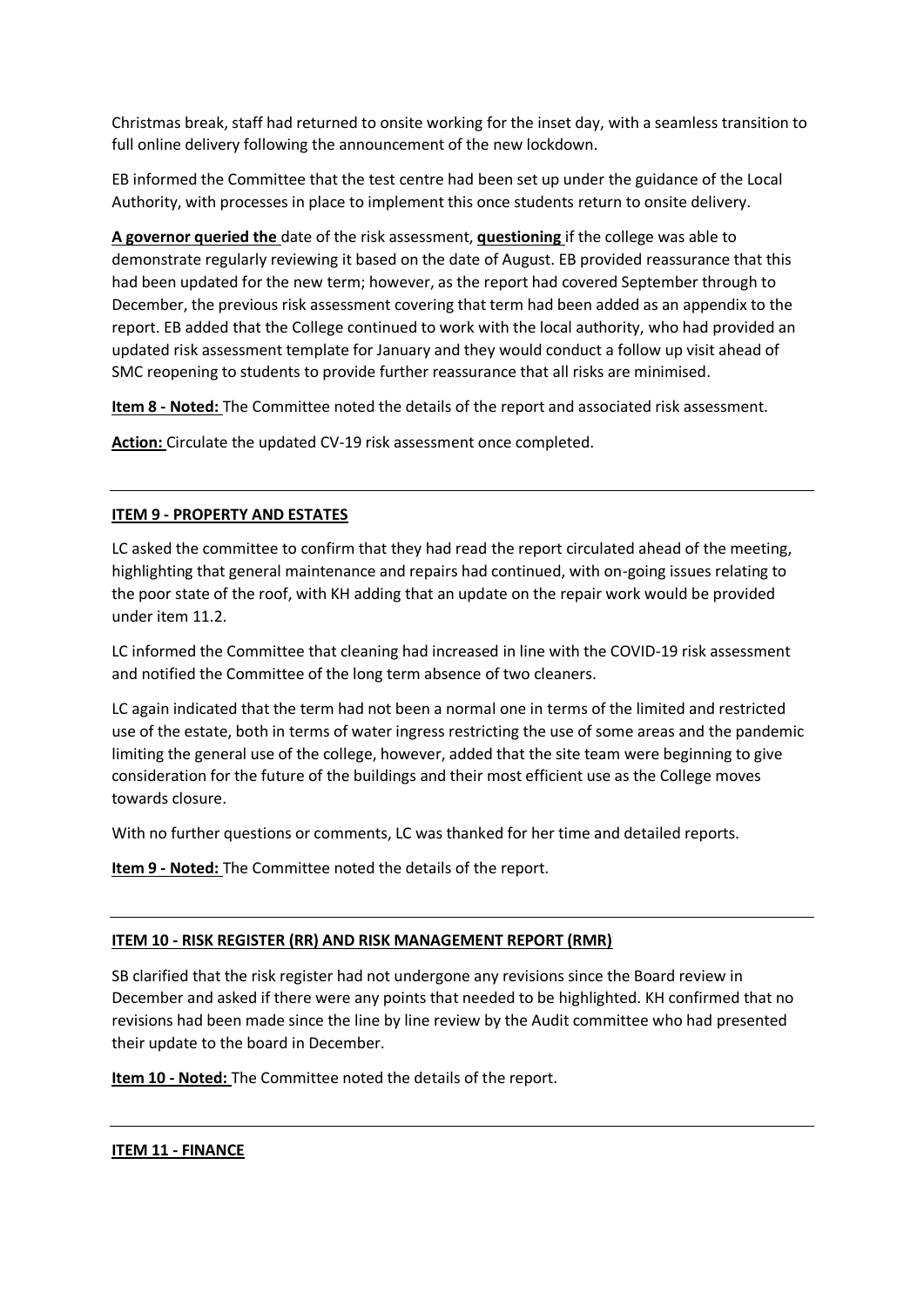Christmas break, staff had returned to onsite working for the inset day, with a seamless transition to full online delivery following the announcement of the new lockdown.

EB informed the Committee that the test centre had been set up under the guidance of the Local Authority, with processes in place to implement this once students return to onsite delivery.

**A governor queried the** date of the risk assessment, **questioning** if the college was able to demonstrate regularly reviewing it based on the date of August. EB provided reassurance that this had been updated for the new term; however, as the report had covered September through to December, the previous risk assessment covering that term had been added as an appendix to the report. EB added that the College continued to work with the local authority, who had provided an updated risk assessment template for January and they would conduct a follow up visit ahead of SMC reopening to students to provide further reassurance that all risks are minimised.

**Item 8 - Noted:** The Committee noted the details of the report and associated risk assessment.

**Action:** Circulate the updated CV-19 risk assessment once completed.

---

**ITEM 9 - PROPERTY AND ESTATES**

LC asked the committee to confirm that they had read the report circulated ahead of the meeting, highlighting that general maintenance and repairs had continued, with on-going issues relating to the poor state of the roof, with KH adding that an update on the repair work would be provided under item 11.2.

LC informed the Committee that cleaning had increased in line with the COVID-19 risk assessment and notified the Committee of the long term absence of two cleaners.

LC again indicated that the term had not been a normal one in terms of the limited and restricted use of the estate, both in terms of water ingress restricting the use of some areas and the pandemic limiting the general use of the college, however, added that the site team were beginning to give consideration for the future of the buildings and their most efficient use as the College moves towards closure.

With no further questions or comments, LC was thanked for her time and detailed reports.

**Item 9 - Noted:** The Committee noted the details of the report.

---

**ITEM 10 - RISK REGISTER (RR) AND RISK MANAGEMENT REPORT (RMR)**

SB clarified that the risk register had not undergone any revisions since the Board review in December and asked if there were any points that needed to be highlighted. KH confirmed that no revisions had been made since the line by line review by the Audit committee who had presented their update to the board in December.

**Item 10 - Noted:** The Committee noted the details of the report.

---

**ITEM 11 - FINANCE**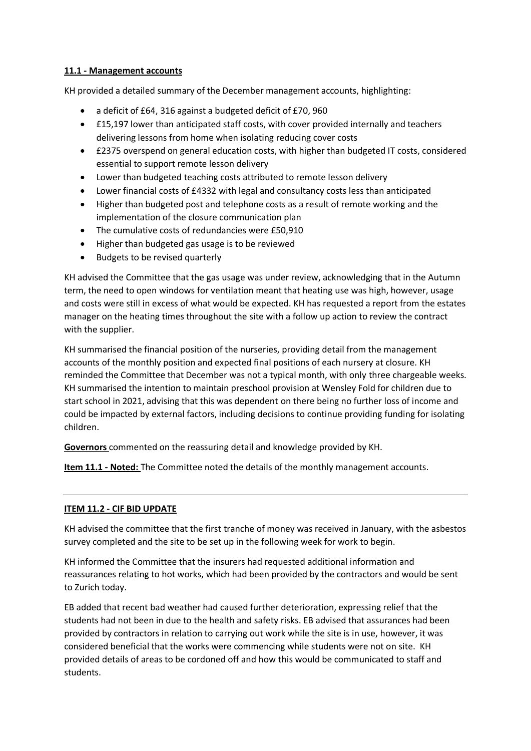**11.1 - Management accounts**

KH provided a detailed summary of the December management accounts, highlighting:

- a deficit of £64, 316 against a budgeted deficit of £70, 960
- £15,197 lower than anticipated staff costs, with cover provided internally and teachers delivering lessons from home when isolating reducing cover costs
- £2375 overspend on general education costs, with higher than budgeted IT costs, considered essential to support remote lesson delivery
- Lower than budgeted teaching costs attributed to remote lesson delivery
- Lower financial costs of £4332 with legal and consultancy costs less than anticipated
- Higher than budgeted post and telephone costs as a result of remote working and the implementation of the closure communication plan
- The cumulative costs of redundancies were £50,910
- Higher than budgeted gas usage is to be reviewed
- Budgets to be revised quarterly

KH advised the Committee that the gas usage was under review, acknowledging that in the Autumn term, the need to open windows for ventilation meant that heating use was high, however, usage and costs were still in excess of what would be expected. KH has requested a report from the estates manager on the heating times throughout the site with a follow up action to review the contract with the supplier.

KH summarised the financial position of the nurseries, providing detail from the management accounts of the monthly position and expected final positions of each nursery at closure. KH reminded the Committee that December was not a typical month, with only three chargeable weeks. KH summarised the intention to maintain preschool provision at Wensley Fold for children due to start school in 2021, advising that this was dependent on there being no further loss of income and could be impacted by external factors, including decisions to continue providing funding for isolating children.

**Governors** commented on the reassuring detail and knowledge provided by KH.

**Item 11.1 - Noted:** The Committee noted the details of the monthly management accounts.

---

**ITEM 11.2 - CIF BID UPDATE**

KH advised the committee that the first tranche of money was received in January, with the asbestos survey completed and the site to be set up in the following week for work to begin.

KH informed the Committee that the insurers had requested additional information and reassurances relating to hot works, which had been provided by the contractors and would be sent to Zurich today.

EB added that recent bad weather had caused further deterioration, expressing relief that the students had not been in due to the health and safety risks. EB advised that assurances had been provided by contractors in relation to carrying out work while the site is in use, however, it was considered beneficial that the works were commencing while students were not on site. KH provided details of areas to be cordoned off and how this would be communicated to staff and students.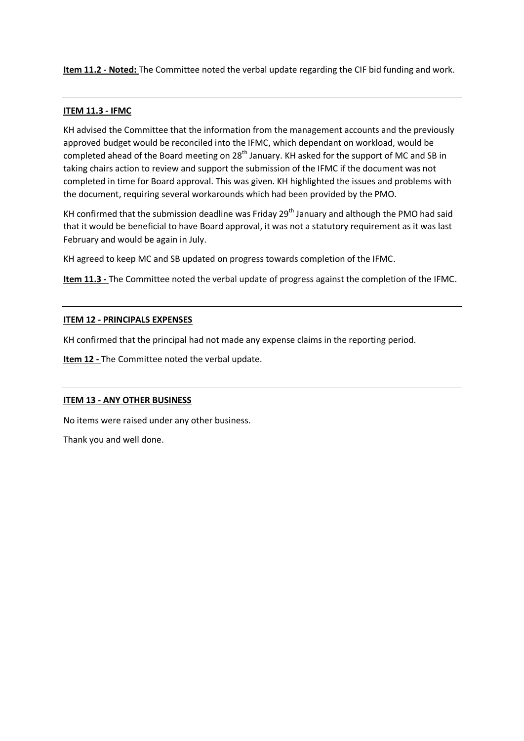**Item 11.2 - Noted:** The Committee noted the verbal update regarding the CIF bid funding and work.

---

**ITEM 11.3 - IFMC**

KH advised the Committee that the information from the management accounts and the previously approved budget would be reconciled into the IFMC, which dependant on workload, would be completed ahead of the Board meeting on 28th January. KH asked for the support of MC and SB in taking chairs action to review and support the submission of the IFMC if the document was not completed in time for Board approval. This was given. KH highlighted the issues and problems with the document, requiring several workarounds which had been provided by the PMO.

KH confirmed that the submission deadline was Friday 29th January and although the PMO had said that it would be beneficial to have Board approval, it was not a statutory requirement as it was last February and would be again in July.

KH agreed to keep MC and SB updated on progress towards completion of the IFMC.

**Item 11.3 -** The Committee noted the verbal update of progress against the completion of the IFMC.

---

**ITEM 12 - PRINCIPALS EXPENSES**

KH confirmed that the principal had not made any expense claims in the reporting period.

**Item 12 -** The Committee noted the verbal update.

---

**ITEM 13 - ANY OTHER BUSINESS**

No items were raised under any other business.

Thank you and well done.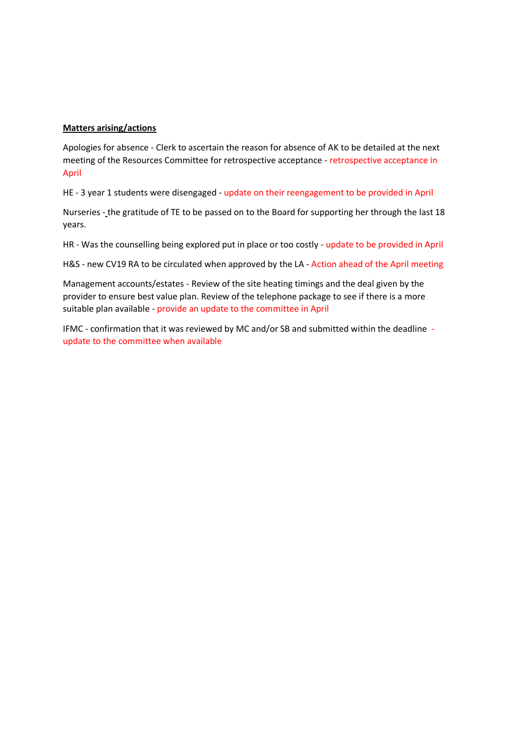**Matters arising/actions**

Apologies for absence - Clerk to ascertain the reason for absence of AK to be detailed at the next meeting of the Resources Committee for retrospective acceptance - retrospective acceptance in April

HE - 3 year 1 students were disengaged - update on their reengagement to be provided in April

Nurseries - the gratitude of TE to be passed on to the Board for supporting her through the last 18 years.

HR - Was the counselling being explored put in place or too costly - update to be provided in April

H&S - new CV19 RA to be circulated when approved by the LA - Action ahead of the April meeting

Management accounts/estates - Review of the site heating timings and the deal given by the provider to ensure best value plan. Review of the telephone package to see if there is a more suitable plan available - provide an update to the committee in April

IFMC - confirmation that it was reviewed by MC and/or SB and submitted within the deadline - update to the committee when available